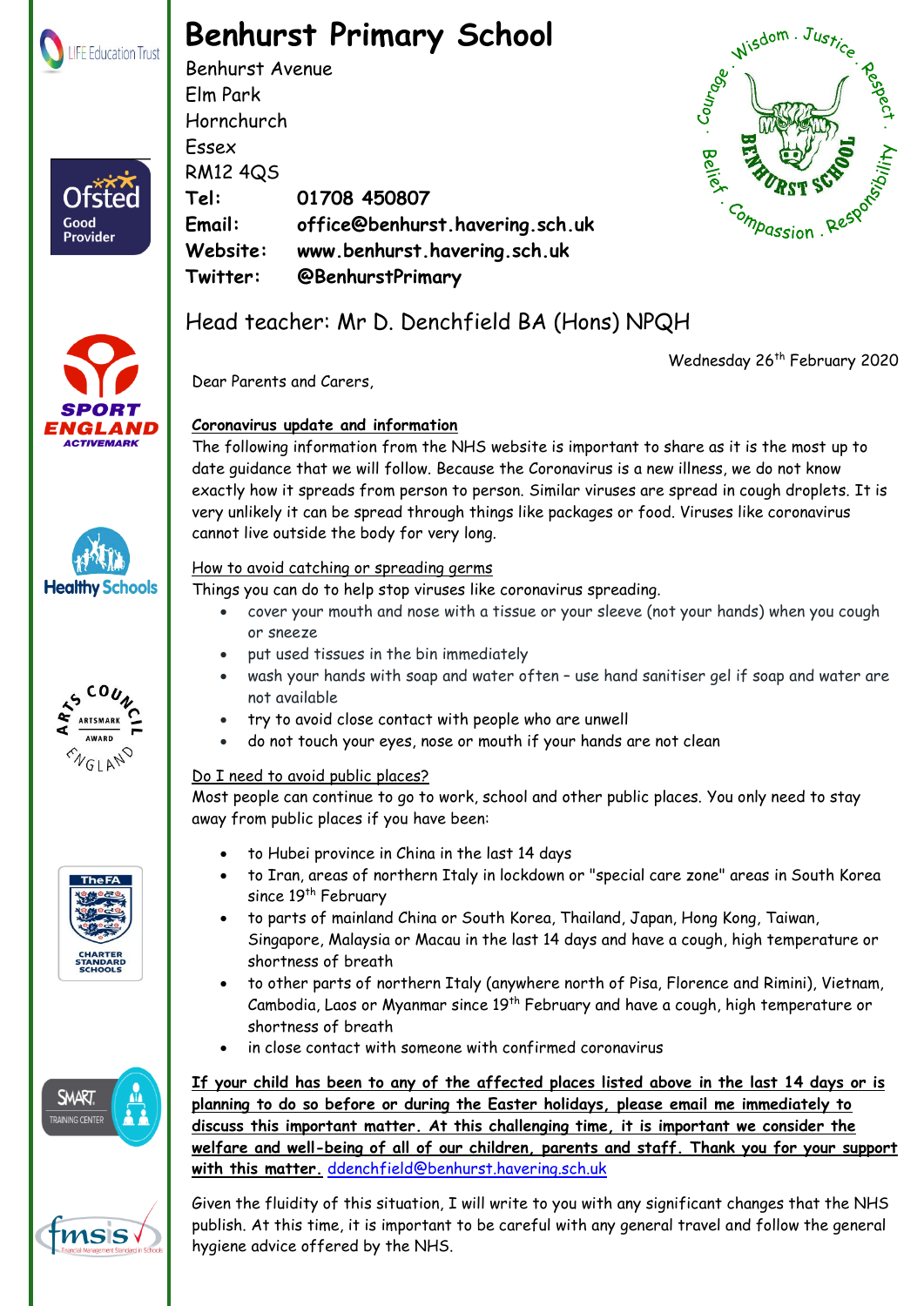# Benhurst Primary School

Benhurst Avenue
Elm Park
Hornchurch
Essex
RM12 4QS

**Tel:** **01708 450807**
**Email:** **office@benhurst.havering.sch.uk**
**Website:** **www.benhurst.havering.sch.uk**
**Twitter:** **@BenhurstPrimary**

Head teacher: Mr D. Denchfield BA (Hons) NPQH

Wednesday 26th February 2020

Dear Parents and Carers,

**Coronavirus update and information**

The following information from the NHS website is important to share as it is the most up to date guidance that we will follow. Because the Coronavirus is a new illness, we do not know exactly how it spreads from person to person. Similar viruses are spread in cough droplets. It is very unlikely it can be spread through things like packages or food. Viruses like coronavirus cannot live outside the body for very long.

How to avoid catching or spreading germs

Things you can do to help stop viruses like coronavirus spreading.

- cover your mouth and nose with a tissue or your sleeve (not your hands) when you cough or sneeze
- put used tissues in the bin immediately
- wash your hands with soap and water often – use hand sanitiser gel if soap and water are not available
- try to avoid close contact with people who are unwell
- do not touch your eyes, nose or mouth if your hands are not clean

Do I need to avoid public places?

Most people can continue to go to work, school and other public places. You only need to stay away from public places if you have been:

- to Hubei province in China in the last 14 days
- to Iran, areas of northern Italy in lockdown or "special care zone" areas in South Korea since 19th February
- to parts of mainland China or South Korea, Thailand, Japan, Hong Kong, Taiwan, Singapore, Malaysia or Macau in the last 14 days and have a cough, high temperature or shortness of breath
- to other parts of northern Italy (anywhere north of Pisa, Florence and Rimini), Vietnam, Cambodia, Laos or Myanmar since 19th February and have a cough, high temperature or shortness of breath
- in close contact with someone with confirmed coronavirus

**If your child has been to any of the affected places listed above in the last 14 days or is planning to do so before or during the Easter holidays, please email me immediately to discuss this important matter. At this challenging time, it is important we consider the welfare and well-being of all of our children, parents and staff. Thank you for your support with this matter.** ddenchfield@benhurst.havering.sch.uk

Given the fluidity of this situation, I will write to you with any significant changes that the NHS publish. At this time, it is important to be careful with any general travel and follow the general hygiene advice offered by the NHS.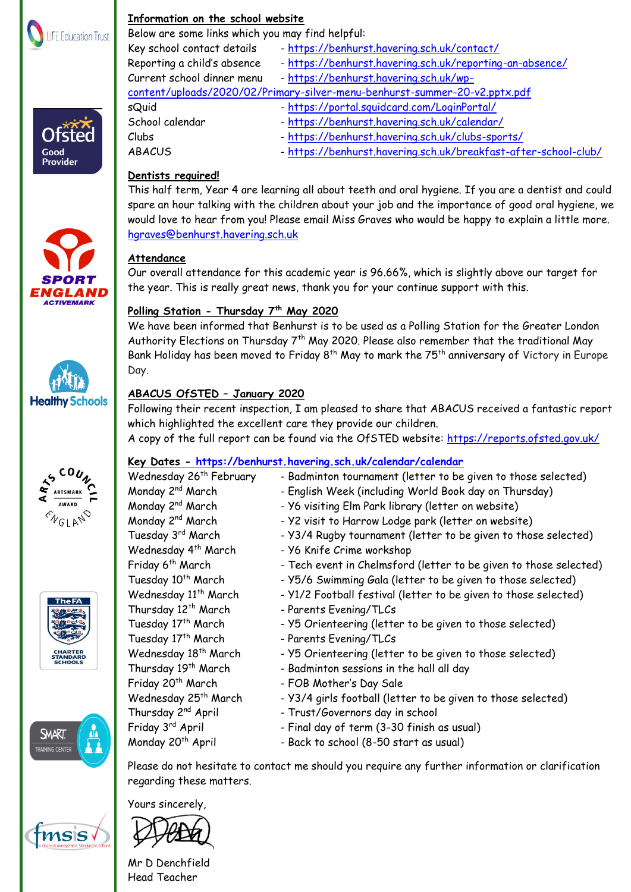**Information on the school website**

Below are some links which you may find helpful:

| | |
|---|---|
| Key school contact details | - https://benhurst.havering.sch.uk/contact/ |
| Reporting a child's absence | - https://benhurst.havering.sch.uk/reporting-an-absence/ |
| Current school dinner menu | - https://benhurst.havering.sch.uk/wp-content/uploads/2020/02/Primary-silver-menu-benhurst-summer-20-v2.pptx.pdf |
| sQuid | - https://portal.squidcard.com/LoginPortal/ |
| School calendar | - https://benhurst.havering.sch.uk/calendar/ |
| Clubs | - https://benhurst.havering.sch.uk/clubs-sports/ |
| ABACUS | - https://benhurst.havering.sch.uk/breakfast-after-school-club/ |

**Dentists required!**

This half term, Year 4 are learning all about teeth and oral hygiene. If you are a dentist and could spare an hour talking with the children about your job and the importance of good oral hygiene, we would love to hear from you! Please email Miss Graves who would be happy to explain a little more. hgraves@benhurst.havering.sch.uk

**Attendance**

Our overall attendance for this academic year is 96.66%, which is slightly above our target for the year. This is really great news, thank you for your continue support with this.

**Polling Station - Thursday 7th May 2020**

We have been informed that Benhurst is to be used as a Polling Station for the Greater London Authority Elections on Thursday 7th May 2020. Please also remember that the traditional May Bank Holiday has been moved to Friday 8th May to mark the 75th anniversary of Victory in Europe Day.

**ABACUS OfSTED – January 2020**

Following their recent inspection, I am pleased to share that ABACUS received a fantastic report which highlighted the excellent care they provide our children.
A copy of the full report can be found via the OfSTED website: https://reports.ofsted.gov.uk/

**Key Dates - https://benhurst.havering.sch.uk/calendar/calendar**

| | |
|---|---|
| Wednesday 26th February | - Badminton tournament (letter to be given to those selected) |
| Monday 2nd March | - English Week (including World Book day on Thursday) |
| Monday 2nd March | - Y6 visiting Elm Park library (letter on website) |
| Monday 2nd March | - Y2 visit to Harrow Lodge park (letter on website) |
| Tuesday 3rd March | - Y3/4 Rugby tournament (letter to be given to those selected) |
| Wednesday 4th March | - Y6 Knife Crime workshop |
| Friday 6th March | - Tech event in Chelmsford (letter to be given to those selected) |
| Tuesday 10th March | - Y5/6 Swimming Gala (letter to be given to those selected) |
| Wednesday 11th March | - Y1/2 Football festival (letter to be given to those selected) |
| Thursday 12th March | - Parents Evening/TLCs |
| Tuesday 17th March | - Y5 Orienteering (letter to be given to those selected) |
| Tuesday 17th March | - Parents Evening/TLCs |
| Wednesday 18th March | - Y5 Orienteering (letter to be given to those selected) |
| Thursday 19th March | - Badminton sessions in the hall all day |
| Friday 20th March | - FOB Mother's Day Sale |
| Wednesday 25th March | - Y3/4 girls football (letter to be given to those selected) |
| Thursday 2nd April | - Trust/Governors day in school |
| Friday 3rd April | - Final day of term (3-30 finish as usual) |
| Monday 20th April | - Back to school (8-50 start as usual) |

Please do not hesitate to contact me should you require any further information or clarification regarding these matters.

Yours sincerely,

Mr D Denchfield
Head Teacher